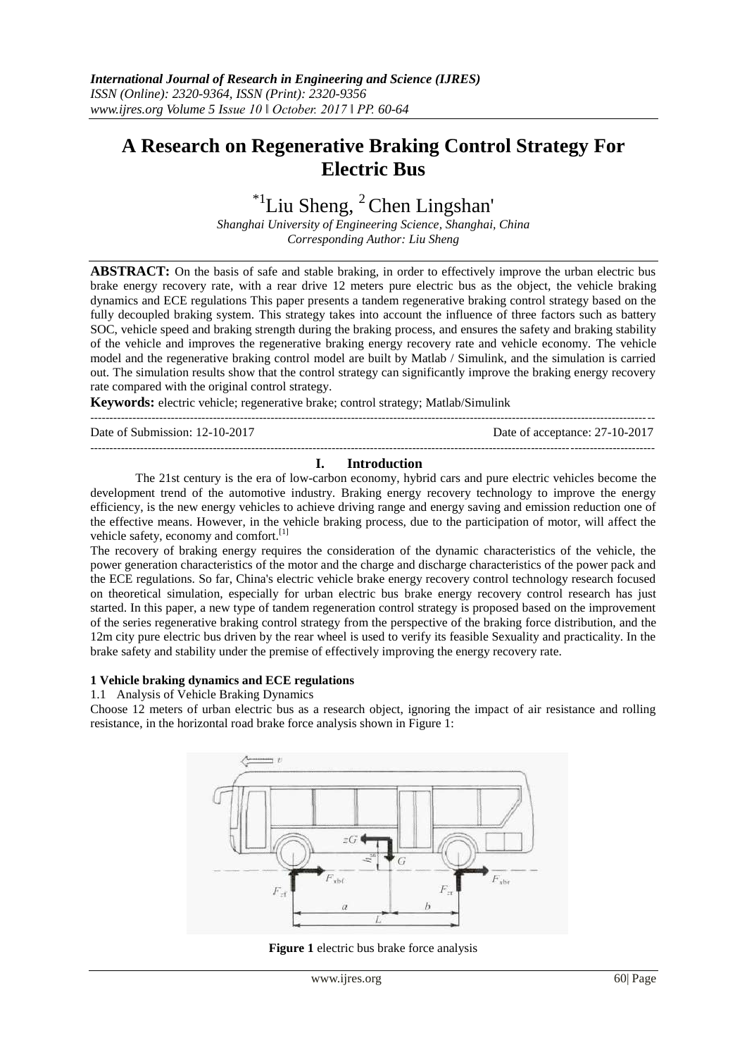# A Research on Regenerative Braking Control Strategy For Electric Bus

[*1]Liu Sheng, [2] Chen Lingshan'

*Shanghai University of Engineering Science, Shanghai, China*
*Corresponding Author: Liu Sheng*

**ABSTRACT:** On the basis of safe and stable braking, in order to effectively improve the urban electric bus brake energy recovery rate, with a rear drive 12 meters pure electric bus as the object, the vehicle braking dynamics and ECE regulations This paper presents a tandem regenerative braking control strategy based on the fully decoupled braking system. This strategy takes into account the influence of three factors such as battery SOC, vehicle speed and braking strength during the braking process, and ensures the safety and braking stability of the vehicle and improves the regenerative braking energy recovery rate and vehicle economy. The vehicle model and the regenerative braking control model are built by Matlab / Simulink, and the simulation is carried out. The simulation results show that the control strategy can significantly improve the braking energy recovery rate compared with the original control strategy.

**Keywords:** electric vehicle; regenerative brake; control strategy; Matlab/Simulink

Date of Submission: 12-10-2017 Date of acceptance: 27-10-2017

## I. Introduction

The 21st century is the era of low-carbon economy, hybrid cars and pure electric vehicles become the development trend of the automotive industry. Braking energy recovery technology to improve the energy efficiency, is the new energy vehicles to achieve driving range and energy saving and emission reduction one of the effective means. However, in the vehicle braking process, due to the participation of motor, will affect the vehicle safety, economy and comfort.[1]

The recovery of braking energy requires the consideration of the dynamic characteristics of the vehicle, the power generation characteristics of the motor and the charge and discharge characteristics of the power pack and the ECE regulations. So far, China's electric vehicle brake energy recovery control technology research focused on theoretical simulation, especially for urban electric bus brake energy recovery control research has just started. In this paper, a new type of tandem regeneration control strategy is proposed based on the improvement of the series regenerative braking control strategy from the perspective of the braking force distribution, and the 12m city pure electric bus driven by the rear wheel is used to verify its feasible Sexuality and practicality. In the brake safety and stability under the premise of effectively improving the energy recovery rate.

### 1 Vehicle braking dynamics and ECE regulations

1.1 Analysis of Vehicle Braking Dynamics

Choose 12 meters of urban electric bus as a research object, ignoring the impact of air resistance and rolling resistance, in the horizontal road brake force analysis shown in Figure 1:

**Figure 1** electric bus brake force analysis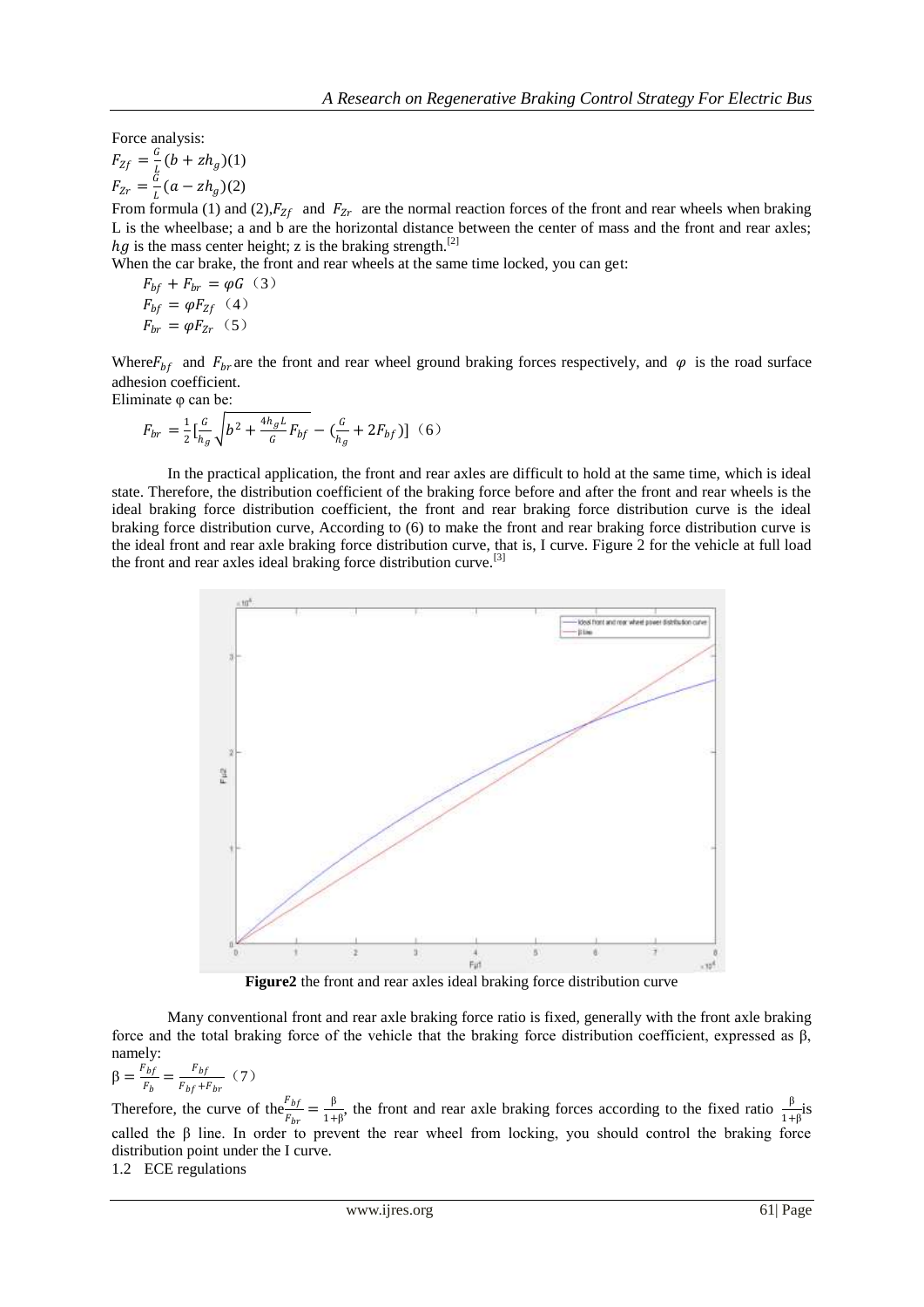Force analysis:

$$F_{Zf} = \frac{G}{L}(b + zh_g)(1)$$

$$F_{Zr} = \frac{G}{L}(a - zh_g)(2)$$

From formula (1) and (2), $F_{Zf}$ and $F_{Zr}$ are the normal reaction forces of the front and rear wheels when braking L is the wheelbase; a and b are the horizontal distance between the center of mass and the front and rear axles; $hg$ is the mass center height; z is the braking strength.[2]

When the car brake, the front and rear wheels at the same time locked, you can get:

$$F_{bf} + F_{br} = \varphi G \text{（3）}$$

$$F_{bf} = \varphi F_{Zf} \text{（4）}$$

$$F_{br} = \varphi F_{Zr} \text{（5）}$$

Where $F_{bf}$ and $F_{br}$ are the front and rear wheel ground braking forces respectively, and $\varphi$ is the road surface adhesion coefficient.

Eliminate φ can be:

$$F_{br} = \frac{1}{2}\left[\frac{G}{h_g}\sqrt{b^2 + \frac{4h_g L}{G}F_{bf}} - \left(\frac{G}{h_g} + 2F_{bf}\right)\right] \text{（6）}$$

In the practical application, the front and rear axles are difficult to hold at the same time, which is ideal state. Therefore, the distribution coefficient of the braking force before and after the front and rear wheels is the ideal braking force distribution coefficient, the front and rear braking force distribution curve is the ideal braking force distribution curve, According to (6) to make the front and rear braking force distribution curve is the ideal front and rear axle braking force distribution curve, that is, I curve. Figure 2 for the vehicle at full load the front and rear axles ideal braking force distribution curve.[3]

**Figure2** the front and rear axles ideal braking force distribution curve

Many conventional front and rear axle braking force ratio is fixed, generally with the front axle braking force and the total braking force of the vehicle that the braking force distribution coefficient, expressed as β, namely:

$$\beta = \frac{F_{bf}}{F_b} = \frac{F_{bf}}{F_{bf} + F_{br}} \text{（7）}$$

Therefore, the curve of the $\frac{F_{bf}}{F_{br}} = \frac{\beta}{1+\beta}$, the front and rear axle braking forces according to the fixed ratio $\frac{\beta}{1+\beta}$ is called the β line. In order to prevent the rear wheel from locking, you should control the braking force distribution point under the I curve.

1.2 ECE regulations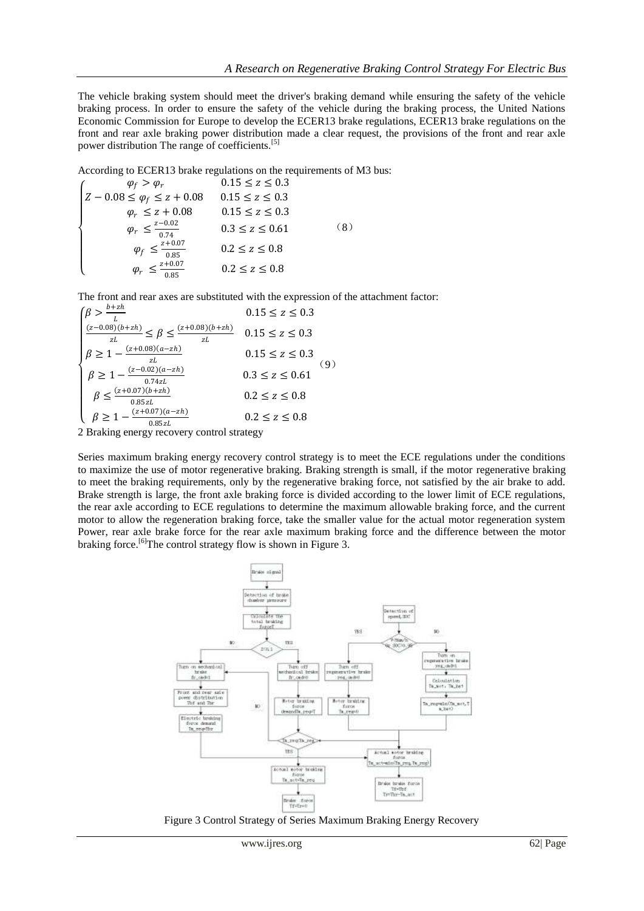The vehicle braking system should meet the driver's braking demand while ensuring the safety of the vehicle braking process. In order to ensure the safety of the vehicle during the braking process, the United Nations Economic Commission for Europe to develop the ECER13 brake regulations, ECER13 brake regulations on the front and rear axle braking power distribution made a clear request, the provisions of the front and rear axle power distribution The range of coefficients.[5]

According to ECER13 brake regulations on the requirements of M3 bus:

$$\begin{cases} \varphi_f > \varphi_r & 0.15 \le z \le 0.3 \\ Z - 0.08 \le \varphi_f \le z + 0.08 & 0.15 \le z \le 0.3 \\ \varphi_r \le z + 0.08 & 0.15 \le z \le 0.3 \\ \varphi_r \le \frac{z-0.02}{0.74} & 0.3 \le z \le 0.61 \\ \varphi_f \le \frac{z+0.07}{0.85} & 0.2 \le z \le 0.8 \\ \varphi_r \le \frac{z+0.07}{0.85} & 0.2 \le z \le 0.8 \end{cases} \quad (8)$$

The front and rear axes are substituted with the expression of the attachment factor:

$$\begin{cases} \beta > \frac{b+zh}{L} & 0.15 \le z \le 0.3 \\ \frac{(z-0.08)(b+zh)}{zL} \le \beta \le \frac{(z+0.08)(b+zh)}{zL} & 0.15 \le z \le 0.3 \\ \beta \ge 1 - \frac{(z+0.08)(a-zh)}{zL} & 0.15 \le z \le 0.3 \\ \beta \ge 1 - \frac{(z-0.02)(a-zh)}{0.74zL} & 0.3 \le z \le 0.61 \\ \beta \le \frac{(z+0.07)(b+zh)}{0.85zL} & 0.2 \le z \le 0.8 \\ \beta \ge 1 - \frac{(z+0.07)(a-zh)}{0.85zL} & 0.2 \le z \le 0.8 \end{cases} \quad (9)$$

## 2 Braking energy recovery control strategy

Series maximum braking energy recovery control strategy is to meet the ECE regulations under the conditions to maximize the use of motor regenerative braking. Braking strength is small, if the motor regenerative braking to meet the braking requirements, only by the regenerative braking force, not satisfied by the air brake to add. Brake strength is large, the front axle braking force is divided according to the lower limit of ECE regulations, the rear axle according to ECE regulations to determine the maximum allowable braking force, and the current motor to allow the regeneration braking force, take the smaller value for the actual motor regeneration system Power, rear axle brake force for the rear axle maximum braking force and the difference between the motor braking force.[6]The control strategy flow is shown in Figure 3.

Figure 3 Control Strategy of Series Maximum Braking Energy Recovery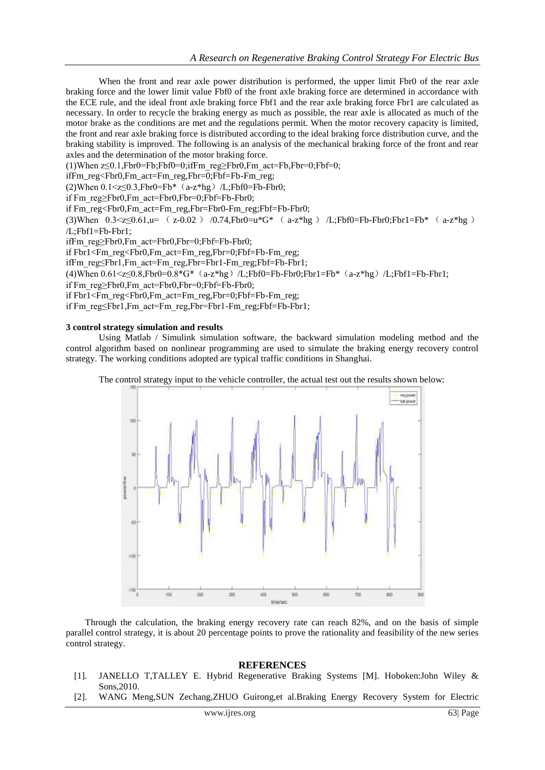When the front and rear axle power distribution is performed, the upper limit Fbr0 of the rear axle braking force and the lower limit value Fbf0 of the front axle braking force are determined in accordance with the ECE rule, and the ideal front axle braking force Fbf1 and the rear axle braking force Fbr1 are calculated as necessary. In order to recycle the braking energy as much as possible, the rear axle is allocated as much of the motor brake as the conditions are met and the regulations permit. When the motor recovery capacity is limited, the front and rear axle braking force is distributed according to the ideal braking force distribution curve, and the braking stability is improved. The following is an analysis of the mechanical braking force of the front and rear axles and the determination of the motor braking force.

(1)When z≤0.1,Fbr0=Fb;Fbf0=0;ifFm_reg≥Fbr0,Fm_act=Fb,Fbr=0;Fbf=0;

ifFm_reg<Fbr0,Fm_act=Fm_reg,Fbr=0;Fbf=Fb-Fm_reg;

(2)When 0.1<z≤0.3,Fbr0=Fb*（a-z*hg）/L;Fbf0=Fb-Fbr0;

if Fm_reg≥Fbr0,Fm_act=Fbr0,Fbr=0;Fbf=Fb-Fbr0;

if Fm_reg<Fbr0,Fm_act=Fm_reg,Fbr=Fbr0-Fm_reg;Fbf=Fb-Fbr0;

(3)When 0.3<z≤0.61,u= （ z-0.02 ） /0.74,Fbr0=u*G* （ a-z*hg ） /L;Fbf0=Fb-Fbr0;Fbr1=Fb* （ a-z*hg ） /L;Fbf1=Fb-Fbr1;

ifFm_reg≥Fbr0,Fm_act=Fbr0,Fbr=0;Fbf=Fb-Fbr0;

if Fbr1<Fm_reg<Fbr0,Fm_act=Fm_reg,Fbr=0;Fbf=Fb-Fm_reg;

ifFm_reg≤Fbr1,Fm_act=Fm_reg,Fbr=Fbr1-Fm_reg;Fbf=Fb-Fbr1;

(4)When 0.61<z≤0.8,Fbr0=0.8*G*（a-z*hg）/L;Fbf0=Fb-Fbr0;Fbr1=Fb*（a-z*hg）/L;Fbf1=Fb-Fbr1;

if Fm_reg≥Fbr0,Fm_act=Fbr0,Fbr=0;Fbf=Fb-Fbr0;

if Fbr1<Fm_reg<Fbr0,Fm_act=Fm_reg,Fbr=0;Fbf=Fb-Fm_reg;

if Fm_reg≤Fbr1,Fm_act=Fm_reg,Fbr=Fbr1-Fm_reg;Fbf=Fb-Fbr1;

## 3 control strategy simulation and results

Using Matlab / Simulink simulation software, the backward simulation modeling method and the control algorithm based on nonlinear programming are used to simulate the braking energy recovery control strategy. The working conditions adopted are typical traffic conditions in Shanghai.

The control strategy input to the vehicle controller, the actual test out the results shown below:

Through the calculation, the braking energy recovery rate can reach 82%, and on the basis of simple parallel control strategy, it is about 20 percentage points to prove the rationality and feasibility of the new series control strategy.

## REFERENCES

[1]. JANELLO T,TALLEY E. Hybrid Regenerative Braking Systems [M]. Hoboken:John Wiley & Sons,2010.

[2]. WANG Meng,SUN Zechang,ZHUO Guirong,et al.Braking Energy Recovery System for Electric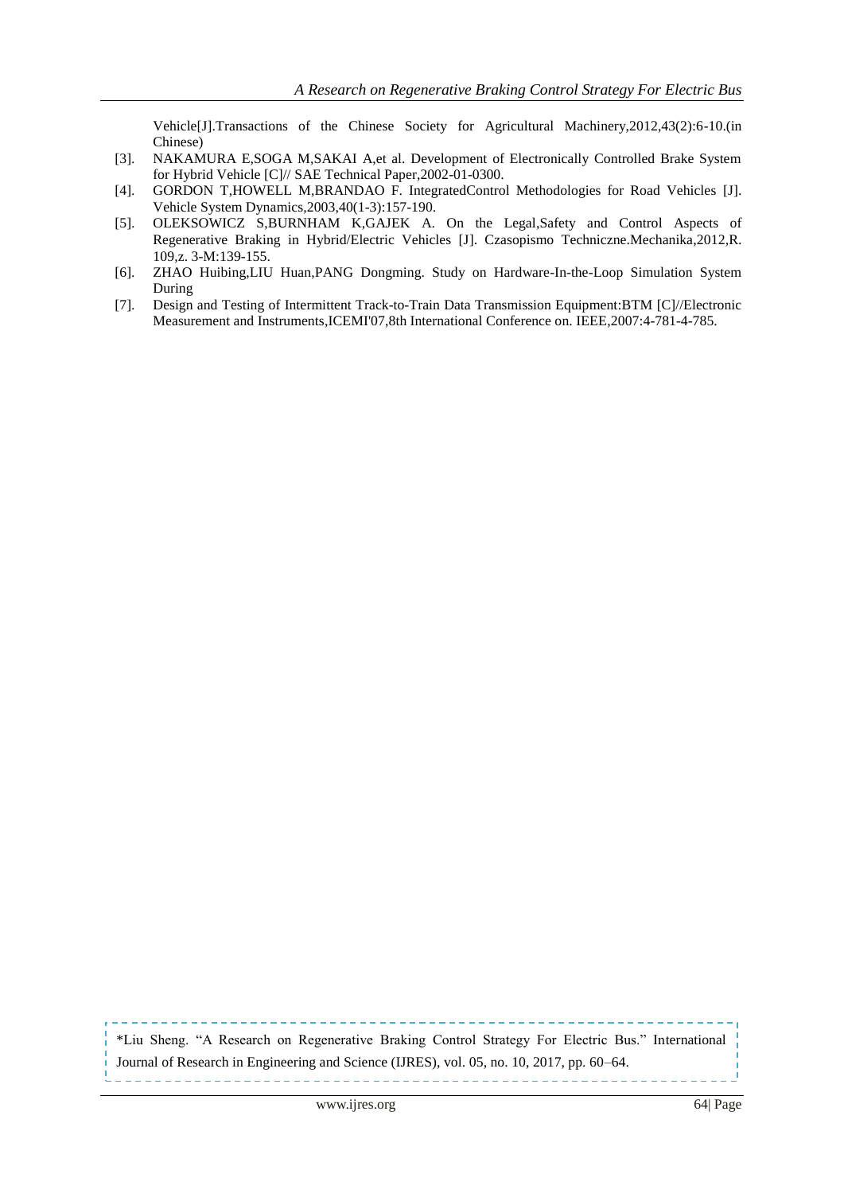Vehicle[J].Transactions of the Chinese Society for Agricultural Machinery,2012,43(2):6-10.(in Chinese)

[3]. NAKAMURA E,SOGA M,SAKAI A,et al. Development of Electronically Controlled Brake System for Hybrid Vehicle [C]// SAE Technical Paper,2002-01-0300.

[4]. GORDON T,HOWELL M,BRANDAO F. IntegratedControl Methodologies for Road Vehicles [J]. Vehicle System Dynamics,2003,40(1-3):157-190.

[5]. OLEKSOWICZ S,BURNHAM K,GAJEK A. On the Legal,Safety and Control Aspects of Regenerative Braking in Hybrid/Electric Vehicles [J]. Czasopismo Techniczne.Mechanika,2012,R. 109,z. 3-M:139-155.

[6]. ZHAO Huibing,LIU Huan,PANG Dongming. Study on Hardware-In-the-Loop Simulation System During

[7]. Design and Testing of Intermittent Track-to-Train Data Transmission Equipment:BTM [C]//Electronic Measurement and Instruments,ICEMI'07,8th International Conference on. IEEE,2007:4-781-4-785.

*Liu Sheng. "A Research on Regenerative Braking Control Strategy For Electric Bus." International Journal of Research in Engineering and Science (IJRES), vol. 05, no. 10, 2017, pp. 60–64.